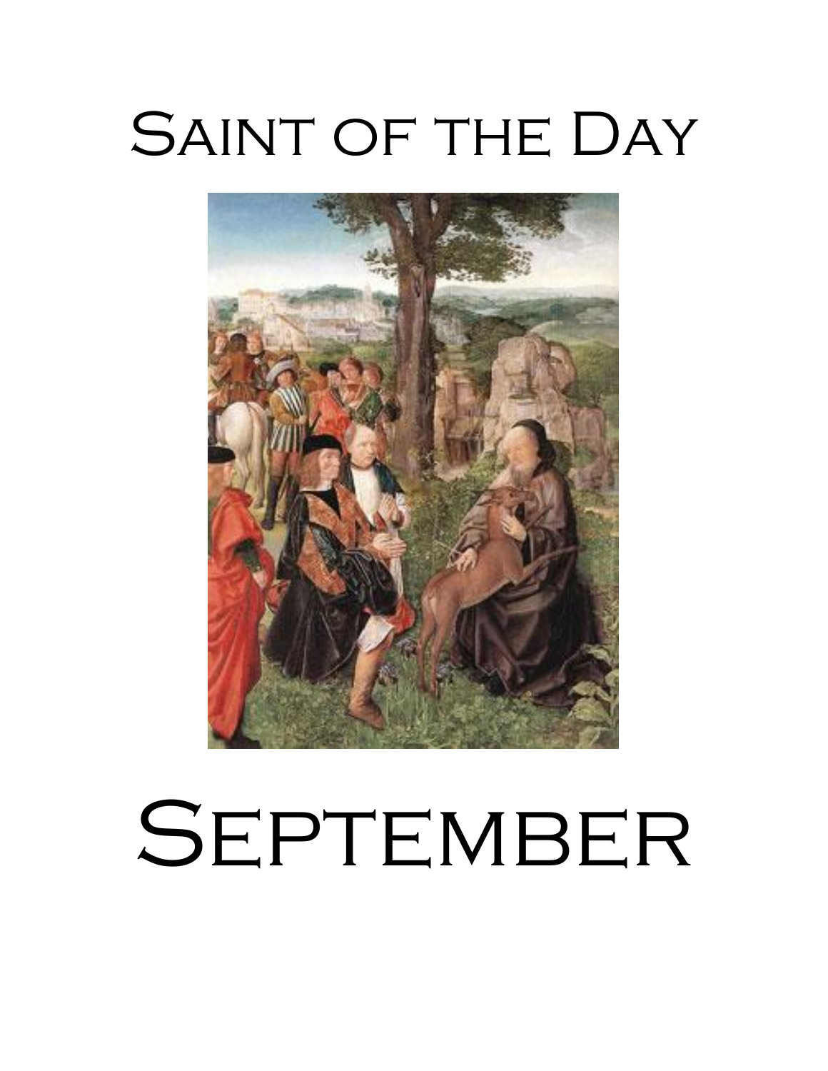# Saint of the Day

# September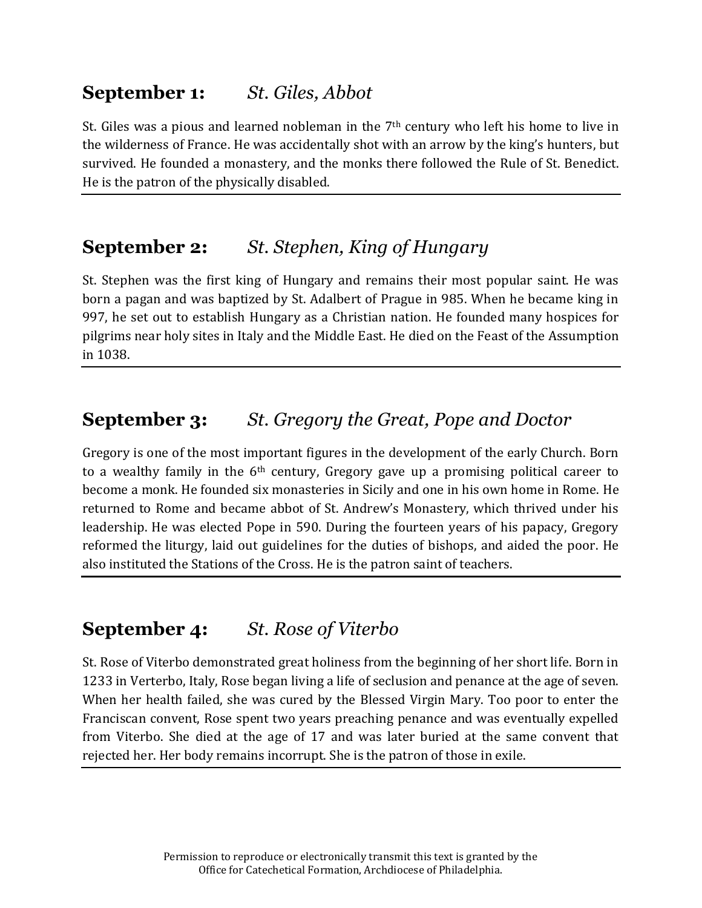## September 1: *St. Giles, Abbot*

St. Giles was a pious and learned nobleman in the 7th century who left his home to live in the wilderness of France. He was accidentally shot with an arrow by the king's hunters, but survived. He founded a monastery, and the monks there followed the Rule of St. Benedict. He is the patron of the physically disabled.

---

## September 2: *St. Stephen, King of Hungary*

St. Stephen was the first king of Hungary and remains their most popular saint. He was born a pagan and was baptized by St. Adalbert of Prague in 985. When he became king in 997, he set out to establish Hungary as a Christian nation. He founded many hospices for pilgrims near holy sites in Italy and the Middle East. He died on the Feast of the Assumption in 1038.

---

## September 3: *St. Gregory the Great, Pope and Doctor*

Gregory is one of the most important figures in the development of the early Church. Born to a wealthy family in the 6th century, Gregory gave up a promising political career to become a monk. He founded six monasteries in Sicily and one in his own home in Rome. He returned to Rome and became abbot of St. Andrew's Monastery, which thrived under his leadership. He was elected Pope in 590. During the fourteen years of his papacy, Gregory reformed the liturgy, laid out guidelines for the duties of bishops, and aided the poor. He also instituted the Stations of the Cross. He is the patron saint of teachers.

---

## September 4: *St. Rose of Viterbo*

St. Rose of Viterbo demonstrated great holiness from the beginning of her short life. Born in 1233 in Verterbo, Italy, Rose began living a life of seclusion and penance at the age of seven. When her health failed, she was cured by the Blessed Virgin Mary. Too poor to enter the Franciscan convent, Rose spent two years preaching penance and was eventually expelled from Viterbo. She died at the age of 17 and was later buried at the same convent that rejected her. Her body remains incorrupt. She is the patron of those in exile.

---

Permission to reproduce or electronically transmit this text is granted by the Office for Catechetical Formation, Archdiocese of Philadelphia.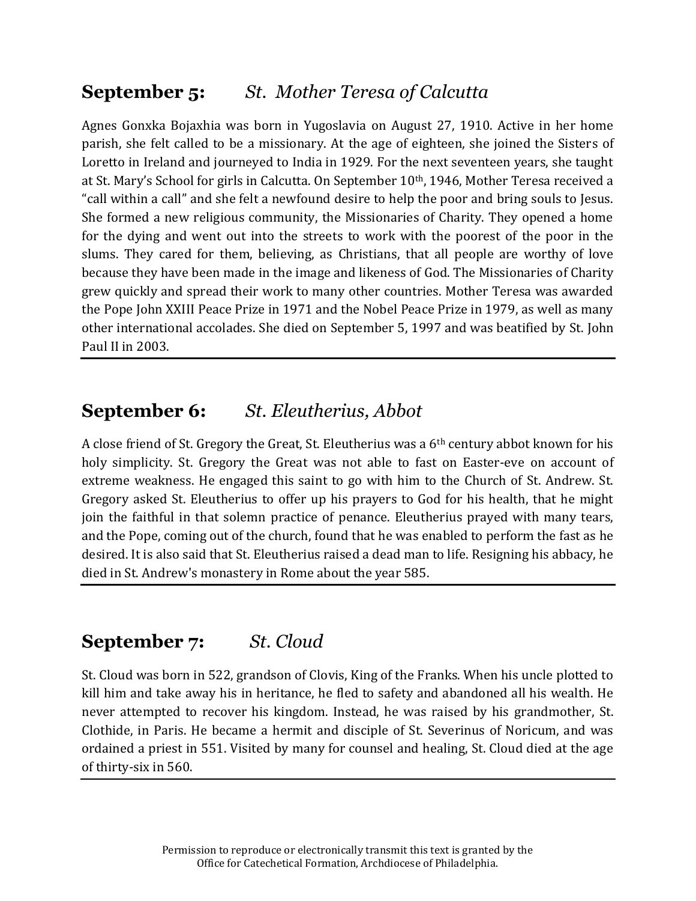## **September 5:** *St. Mother Teresa of Calcutta*

Agnes Gonxka Bojaxhia was born in Yugoslavia on August 27, 1910. Active in her home parish, she felt called to be a missionary. At the age of eighteen, she joined the Sisters of Loretto in Ireland and journeyed to India in 1929. For the next seventeen years, she taught at St. Mary's School for girls in Calcutta. On September 10th, 1946, Mother Teresa received a "call within a call" and she felt a newfound desire to help the poor and bring souls to Jesus. She formed a new religious community, the Missionaries of Charity. They opened a home for the dying and went out into the streets to work with the poorest of the poor in the slums. They cared for them, believing, as Christians, that all people are worthy of love because they have been made in the image and likeness of God. The Missionaries of Charity grew quickly and spread their work to many other countries. Mother Teresa was awarded the Pope John XXIII Peace Prize in 1971 and the Nobel Peace Prize in 1979, as well as many other international accolades. She died on September 5, 1997 and was beatified by St. John Paul II in 2003.

---

## **September 6:** *St. Eleutherius, Abbot*

A close friend of St. Gregory the Great, St. Eleutherius was a 6th century abbot known for his holy simplicity. St. Gregory the Great was not able to fast on Easter-eve on account of extreme weakness. He engaged this saint to go with him to the Church of St. Andrew. St. Gregory asked St. Eleutherius to offer up his prayers to God for his health, that he might join the faithful in that solemn practice of penance. Eleutherius prayed with many tears, and the Pope, coming out of the church, found that he was enabled to perform the fast as he desired. It is also said that St. Eleutherius raised a dead man to life. Resigning his abbacy, he died in St. Andrew's monastery in Rome about the year 585.

---

## **September 7:** *St. Cloud*

St. Cloud was born in 522, grandson of Clovis, King of the Franks. When his uncle plotted to kill him and take away his in heritance, he fled to safety and abandoned all his wealth. He never attempted to recover his kingdom. Instead, he was raised by his grandmother, St. Clothide, in Paris. He became a hermit and disciple of St. Severinus of Noricum, and was ordained a priest in 551. Visited by many for counsel and healing, St. Cloud died at the age of thirty-six in 560.

---

Permission to reproduce or electronically transmit this text is granted by the Office for Catechetical Formation, Archdiocese of Philadelphia.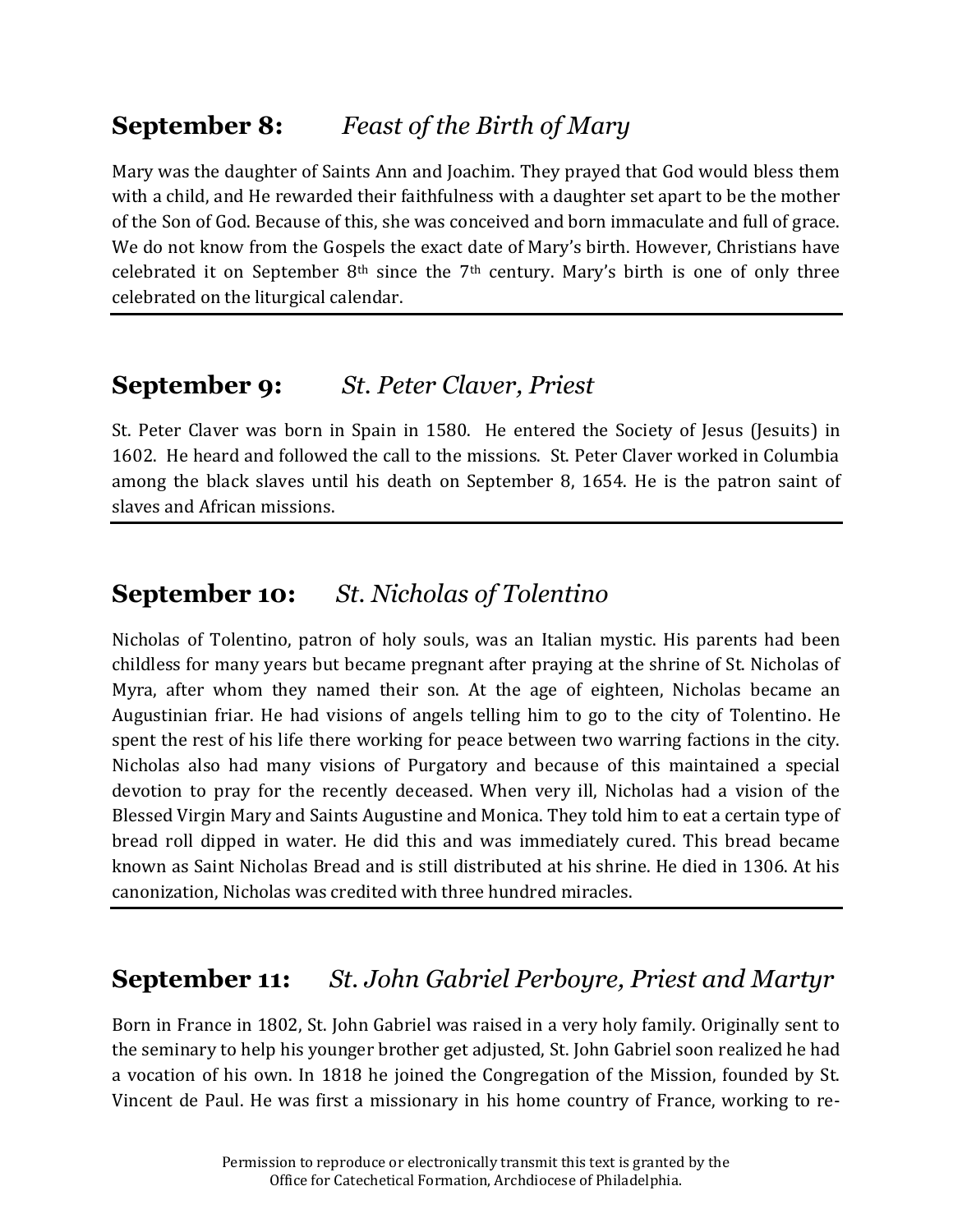## **September 8:** *Feast of the Birth of Mary*

Mary was the daughter of Saints Ann and Joachim. They prayed that God would bless them with a child, and He rewarded their faithfulness with a daughter set apart to be the mother of the Son of God. Because of this, she was conceived and born immaculate and full of grace. We do not know from the Gospels the exact date of Mary's birth. However, Christians have celebrated it on September 8th since the 7th century. Mary's birth is one of only three celebrated on the liturgical calendar.

---

## **September 9:** *St. Peter Claver, Priest*

St. Peter Claver was born in Spain in 1580. He entered the Society of Jesus (Jesuits) in 1602. He heard and followed the call to the missions. St. Peter Claver worked in Columbia among the black slaves until his death on September 8, 1654. He is the patron saint of slaves and African missions.

---

## **September 10:** *St. Nicholas of Tolentino*

Nicholas of Tolentino, patron of holy souls, was an Italian mystic. His parents had been childless for many years but became pregnant after praying at the shrine of St. Nicholas of Myra, after whom they named their son. At the age of eighteen, Nicholas became an Augustinian friar. He had visions of angels telling him to go to the city of Tolentino. He spent the rest of his life there working for peace between two warring factions in the city. Nicholas also had many visions of Purgatory and because of this maintained a special devotion to pray for the recently deceased. When very ill, Nicholas had a vision of the Blessed Virgin Mary and Saints Augustine and Monica. They told him to eat a certain type of bread roll dipped in water. He did this and was immediately cured. This bread became known as Saint Nicholas Bread and is still distributed at his shrine. He died in 1306. At his canonization, Nicholas was credited with three hundred miracles.

---

## **September 11:** *St. John Gabriel Perboyre, Priest and Martyr*

Born in France in 1802, St. John Gabriel was raised in a very holy family. Originally sent to the seminary to help his younger brother get adjusted, St. John Gabriel soon realized he had a vocation of his own. In 1818 he joined the Congregation of the Mission, founded by St. Vincent de Paul. He was first a missionary in his home country of France, working to re-

Permission to reproduce or electronically transmit this text is granted by the Office for Catechetical Formation, Archdiocese of Philadelphia.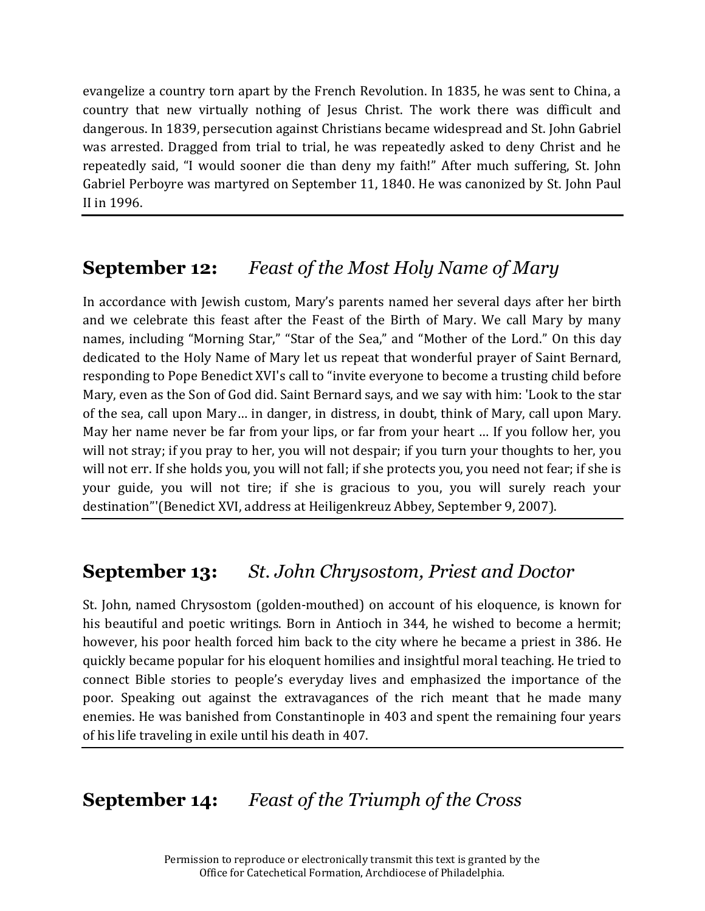evangelize a country torn apart by the French Revolution. In 1835, he was sent to China, a country that new virtually nothing of Jesus Christ. The work there was difficult and dangerous. In 1839, persecution against Christians became widespread and St. John Gabriel was arrested. Dragged from trial to trial, he was repeatedly asked to deny Christ and he repeatedly said, "I would sooner die than deny my faith!" After much suffering, St. John Gabriel Perboyre was martyred on September 11, 1840. He was canonized by St. John Paul II in 1996.

---

## **September 12:** *Feast of the Most Holy Name of Mary*

In accordance with Jewish custom, Mary's parents named her several days after her birth and we celebrate this feast after the Feast of the Birth of Mary. We call Mary by many names, including "Morning Star," "Star of the Sea," and "Mother of the Lord." On this day dedicated to the Holy Name of Mary let us repeat that wonderful prayer of Saint Bernard, responding to Pope Benedict XVI's call to "invite everyone to become a trusting child before Mary, even as the Son of God did. Saint Bernard says, and we say with him: 'Look to the star of the sea, call upon Mary… in danger, in distress, in doubt, think of Mary, call upon Mary. May her name never be far from your lips, or far from your heart … If you follow her, you will not stray; if you pray to her, you will not despair; if you turn your thoughts to her, you will not err. If she holds you, you will not fall; if she protects you, you need not fear; if she is your guide, you will not tire; if she is gracious to you, you will surely reach your destination"'(Benedict XVI, address at Heiligenkreuz Abbey, September 9, 2007).

---

## **September 13:** *St. John Chrysostom, Priest and Doctor*

St. John, named Chrysostom (golden-mouthed) on account of his eloquence, is known for his beautiful and poetic writings. Born in Antioch in 344, he wished to become a hermit; however, his poor health forced him back to the city where he became a priest in 386. He quickly became popular for his eloquent homilies and insightful moral teaching. He tried to connect Bible stories to people's everyday lives and emphasized the importance of the poor. Speaking out against the extravagances of the rich meant that he made many enemies. He was banished from Constantinople in 403 and spent the remaining four years of his life traveling in exile until his death in 407.

---

## **September 14:** *Feast of the Triumph of the Cross*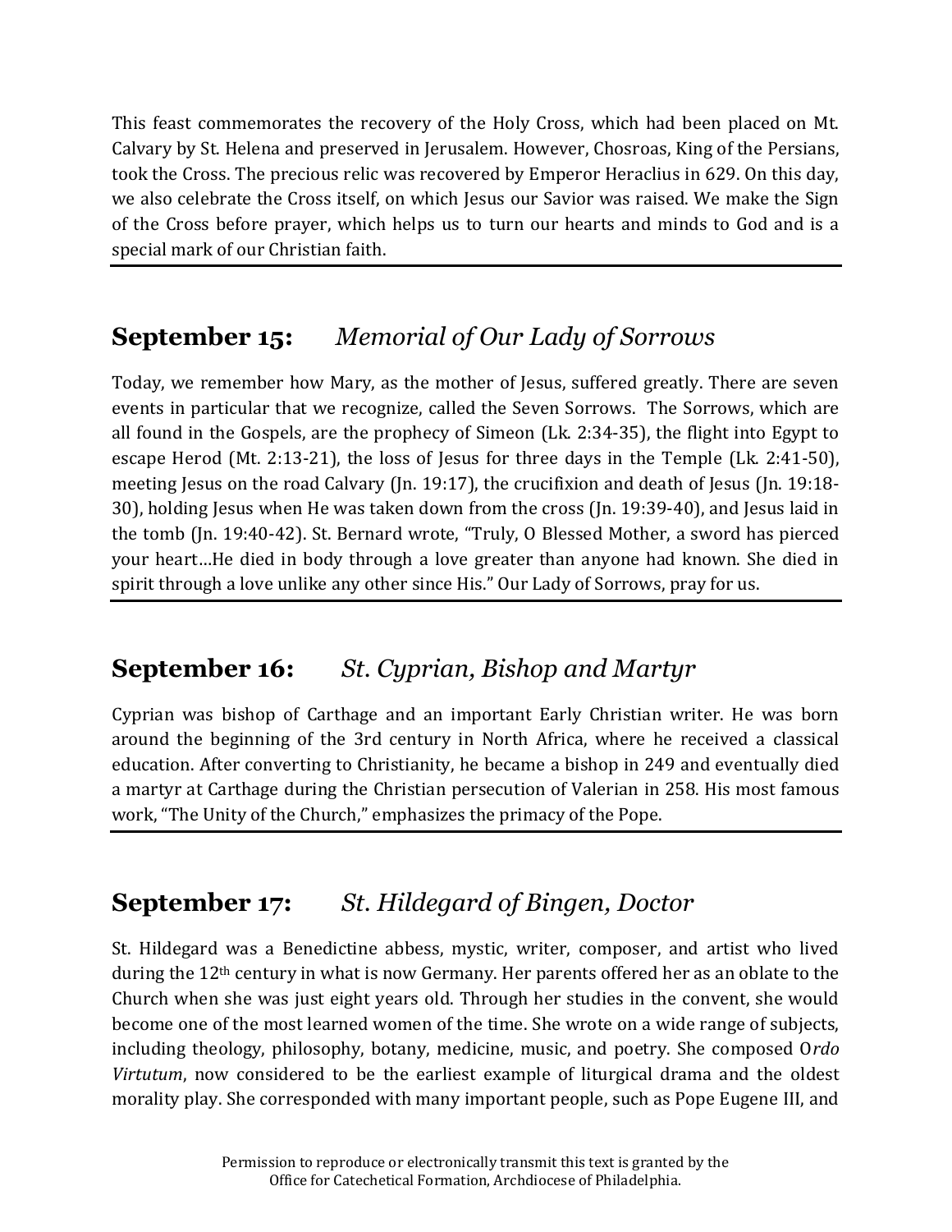This feast commemorates the recovery of the Holy Cross, which had been placed on Mt. Calvary by St. Helena and preserved in Jerusalem. However, Chosroas, King of the Persians, took the Cross. The precious relic was recovered by Emperor Heraclius in 629. On this day, we also celebrate the Cross itself, on which Jesus our Savior was raised. We make the Sign of the Cross before prayer, which helps us to turn our hearts and minds to God and is a special mark of our Christian faith.

---

## **September 15:** *Memorial of Our Lady of Sorrows*

Today, we remember how Mary, as the mother of Jesus, suffered greatly. There are seven events in particular that we recognize, called the Seven Sorrows. The Sorrows, which are all found in the Gospels, are the prophecy of Simeon (Lk. 2:34-35), the flight into Egypt to escape Herod (Mt. 2:13-21), the loss of Jesus for three days in the Temple (Lk. 2:41-50), meeting Jesus on the road Calvary (Jn. 19:17), the crucifixion and death of Jesus (Jn. 19:18-30), holding Jesus when He was taken down from the cross (Jn. 19:39-40), and Jesus laid in the tomb (Jn. 19:40-42). St. Bernard wrote, "Truly, O Blessed Mother, a sword has pierced your heart…He died in body through a love greater than anyone had known. She died in spirit through a love unlike any other since His." Our Lady of Sorrows, pray for us.

---

## **September 16:** *St. Cyprian, Bishop and Martyr*

Cyprian was bishop of Carthage and an important Early Christian writer. He was born around the beginning of the 3rd century in North Africa, where he received a classical education. After converting to Christianity, he became a bishop in 249 and eventually died a martyr at Carthage during the Christian persecution of Valerian in 258. His most famous work, "The Unity of the Church," emphasizes the primacy of the Pope.

---

## **September 17:** *St. Hildegard of Bingen, Doctor*

St. Hildegard was a Benedictine abbess, mystic, writer, composer, and artist who lived during the 12th century in what is now Germany. Her parents offered her as an oblate to the Church when she was just eight years old. Through her studies in the convent, she would become one of the most learned women of the time. She wrote on a wide range of subjects, including theology, philosophy, botany, medicine, music, and poetry. She composed *Ordo Virtutum*, now considered to be the earliest example of liturgical drama and the oldest morality play. She corresponded with many important people, such as Pope Eugene III, and

Permission to reproduce or electronically transmit this text is granted by the Office for Catechetical Formation, Archdiocese of Philadelphia.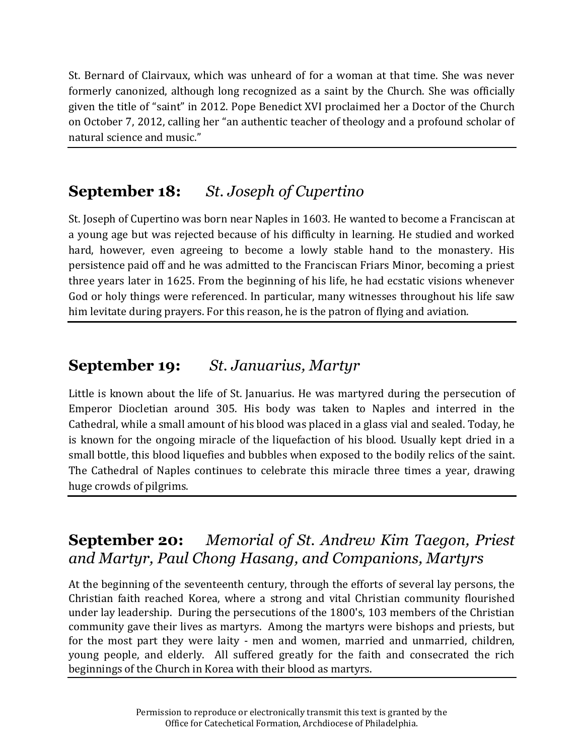St. Bernard of Clairvaux, which was unheard of for a woman at that time. She was never formerly canonized, although long recognized as a saint by the Church. She was officially given the title of "saint" in 2012. Pope Benedict XVI proclaimed her a Doctor of the Church on October 7, 2012, calling her "an authentic teacher of theology and a profound scholar of natural science and music."

---

## **September 18:** *St. Joseph of Cupertino*

St. Joseph of Cupertino was born near Naples in 1603. He wanted to become a Franciscan at a young age but was rejected because of his difficulty in learning. He studied and worked hard, however, even agreeing to become a lowly stable hand to the monastery. His persistence paid off and he was admitted to the Franciscan Friars Minor, becoming a priest three years later in 1625. From the beginning of his life, he had ecstatic visions whenever God or holy things were referenced. In particular, many witnesses throughout his life saw him levitate during prayers. For this reason, he is the patron of flying and aviation.

---

## **September 19:** *St. Januarius, Martyr*

Little is known about the life of St. Januarius. He was martyred during the persecution of Emperor Diocletian around 305. His body was taken to Naples and interred in the Cathedral, while a small amount of his blood was placed in a glass vial and sealed. Today, he is known for the ongoing miracle of the liquefaction of his blood. Usually kept dried in a small bottle, this blood liquefies and bubbles when exposed to the bodily relics of the saint. The Cathedral of Naples continues to celebrate this miracle three times a year, drawing huge crowds of pilgrims.

---

## **September 20:** *Memorial of St. Andrew Kim Taegon, Priest and Martyr, Paul Chong Hasang, and Companions, Martyrs*

At the beginning of the seventeenth century, through the efforts of several lay persons, the Christian faith reached Korea, where a strong and vital Christian community flourished under lay leadership. During the persecutions of the 1800's, 103 members of the Christian community gave their lives as martyrs. Among the martyrs were bishops and priests, but for the most part they were laity - men and women, married and unmarried, children, young people, and elderly. All suffered greatly for the faith and consecrated the rich beginnings of the Church in Korea with their blood as martyrs.

---

Permission to reproduce or electronically transmit this text is granted by the Office for Catechetical Formation, Archdiocese of Philadelphia.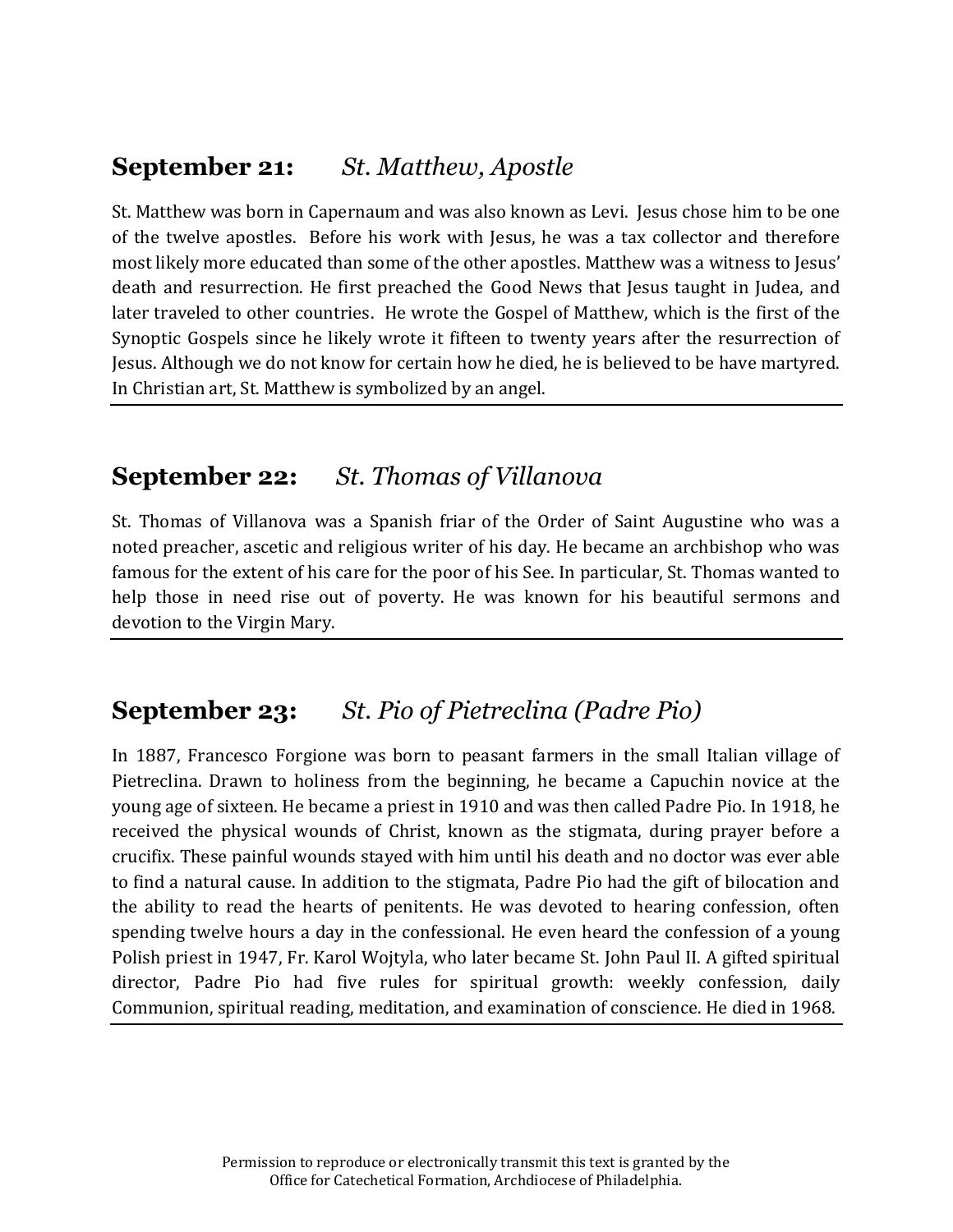## **September 21:** *St. Matthew, Apostle*

St. Matthew was born in Capernaum and was also known as Levi. Jesus chose him to be one of the twelve apostles. Before his work with Jesus, he was a tax collector and therefore most likely more educated than some of the other apostles. Matthew was a witness to Jesus' death and resurrection. He first preached the Good News that Jesus taught in Judea, and later traveled to other countries. He wrote the Gospel of Matthew, which is the first of the Synoptic Gospels since he likely wrote it fifteen to twenty years after the resurrection of Jesus. Although we do not know for certain how he died, he is believed to be have martyred. In Christian art, St. Matthew is symbolized by an angel.

---

## **September 22:** *St. Thomas of Villanova*

St. Thomas of Villanova was a Spanish friar of the Order of Saint Augustine who was a noted preacher, ascetic and religious writer of his day. He became an archbishop who was famous for the extent of his care for the poor of his See. In particular, St. Thomas wanted to help those in need rise out of poverty. He was known for his beautiful sermons and devotion to the Virgin Mary.

---

## **September 23:** *St. Pio of Pietreclina (Padre Pio)*

In 1887, Francesco Forgione was born to peasant farmers in the small Italian village of Pietreclina. Drawn to holiness from the beginning, he became a Capuchin novice at the young age of sixteen. He became a priest in 1910 and was then called Padre Pio. In 1918, he received the physical wounds of Christ, known as the stigmata, during prayer before a crucifix. These painful wounds stayed with him until his death and no doctor was ever able to find a natural cause. In addition to the stigmata, Padre Pio had the gift of bilocation and the ability to read the hearts of penitents. He was devoted to hearing confession, often spending twelve hours a day in the confessional. He even heard the confession of a young Polish priest in 1947, Fr. Karol Wojtyla, who later became St. John Paul II. A gifted spiritual director, Padre Pio had five rules for spiritual growth: weekly confession, daily Communion, spiritual reading, meditation, and examination of conscience. He died in 1968.

---

Permission to reproduce or electronically transmit this text is granted by the Office for Catechetical Formation, Archdiocese of Philadelphia.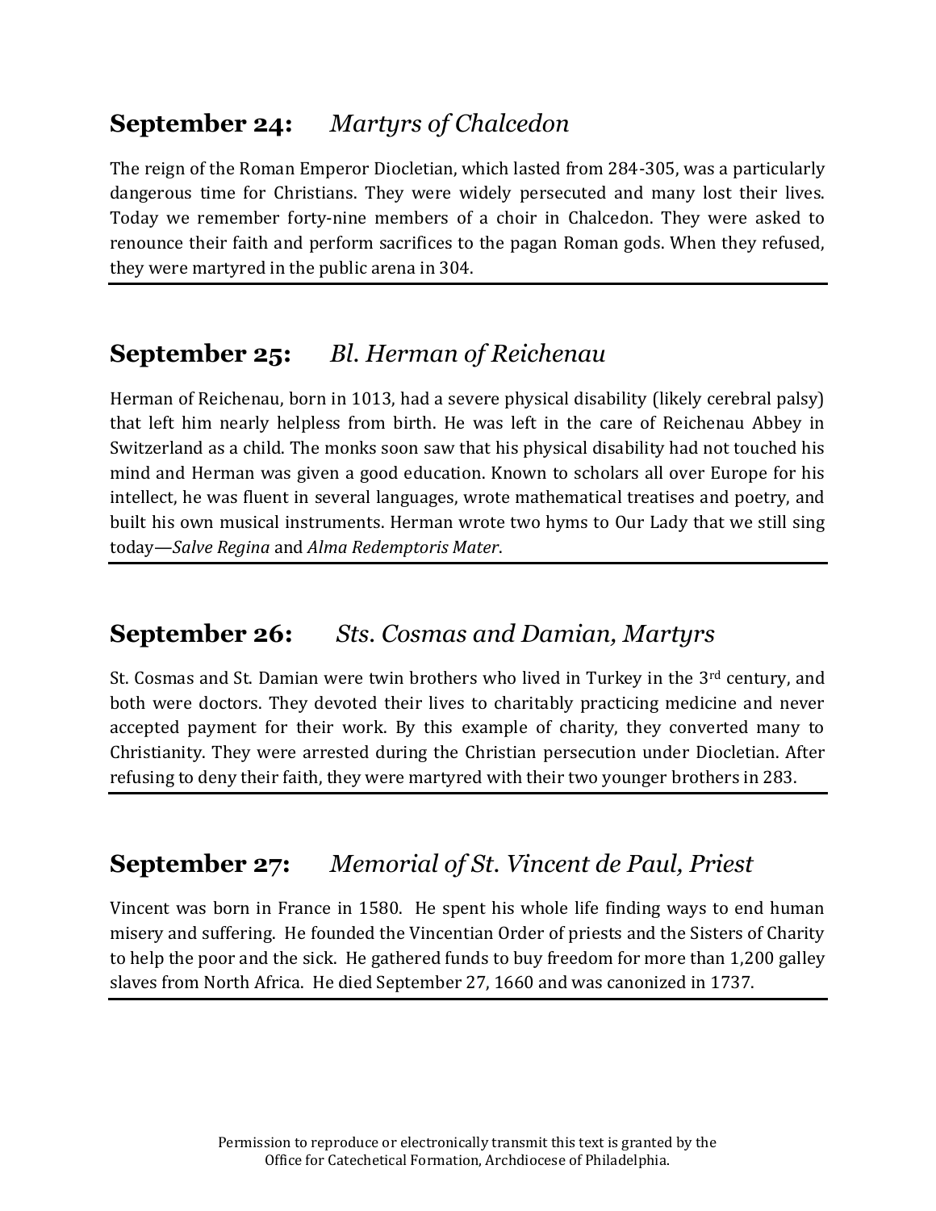## **September 24:** *Martyrs of Chalcedon*

The reign of the Roman Emperor Diocletian, which lasted from 284-305, was a particularly dangerous time for Christians. They were widely persecuted and many lost their lives. Today we remember forty-nine members of a choir in Chalcedon. They were asked to renounce their faith and perform sacrifices to the pagan Roman gods. When they refused, they were martyred in the public arena in 304.

---

## **September 25:** *Bl. Herman of Reichenau*

Herman of Reichenau, born in 1013, had a severe physical disability (likely cerebral palsy) that left him nearly helpless from birth. He was left in the care of Reichenau Abbey in Switzerland as a child. The monks soon saw that his physical disability had not touched his mind and Herman was given a good education. Known to scholars all over Europe for his intellect, he was fluent in several languages, wrote mathematical treatises and poetry, and built his own musical instruments. Herman wrote two hyms to Our Lady that we still sing today—*Salve Regina* and *Alma Redemptoris Mater*.

---

## **September 26:** *Sts. Cosmas and Damian, Martyrs*

St. Cosmas and St. Damian were twin brothers who lived in Turkey in the 3rd century, and both were doctors. They devoted their lives to charitably practicing medicine and never accepted payment for their work. By this example of charity, they converted many to Christianity. They were arrested during the Christian persecution under Diocletian. After refusing to deny their faith, they were martyred with their two younger brothers in 283.

---

## **September 27:** *Memorial of St. Vincent de Paul, Priest*

Vincent was born in France in 1580. He spent his whole life finding ways to end human misery and suffering. He founded the Vincentian Order of priests and the Sisters of Charity to help the poor and the sick. He gathered funds to buy freedom for more than 1,200 galley slaves from North Africa. He died September 27, 1660 and was canonized in 1737.

---

Permission to reproduce or electronically transmit this text is granted by the Office for Catechetical Formation, Archdiocese of Philadelphia.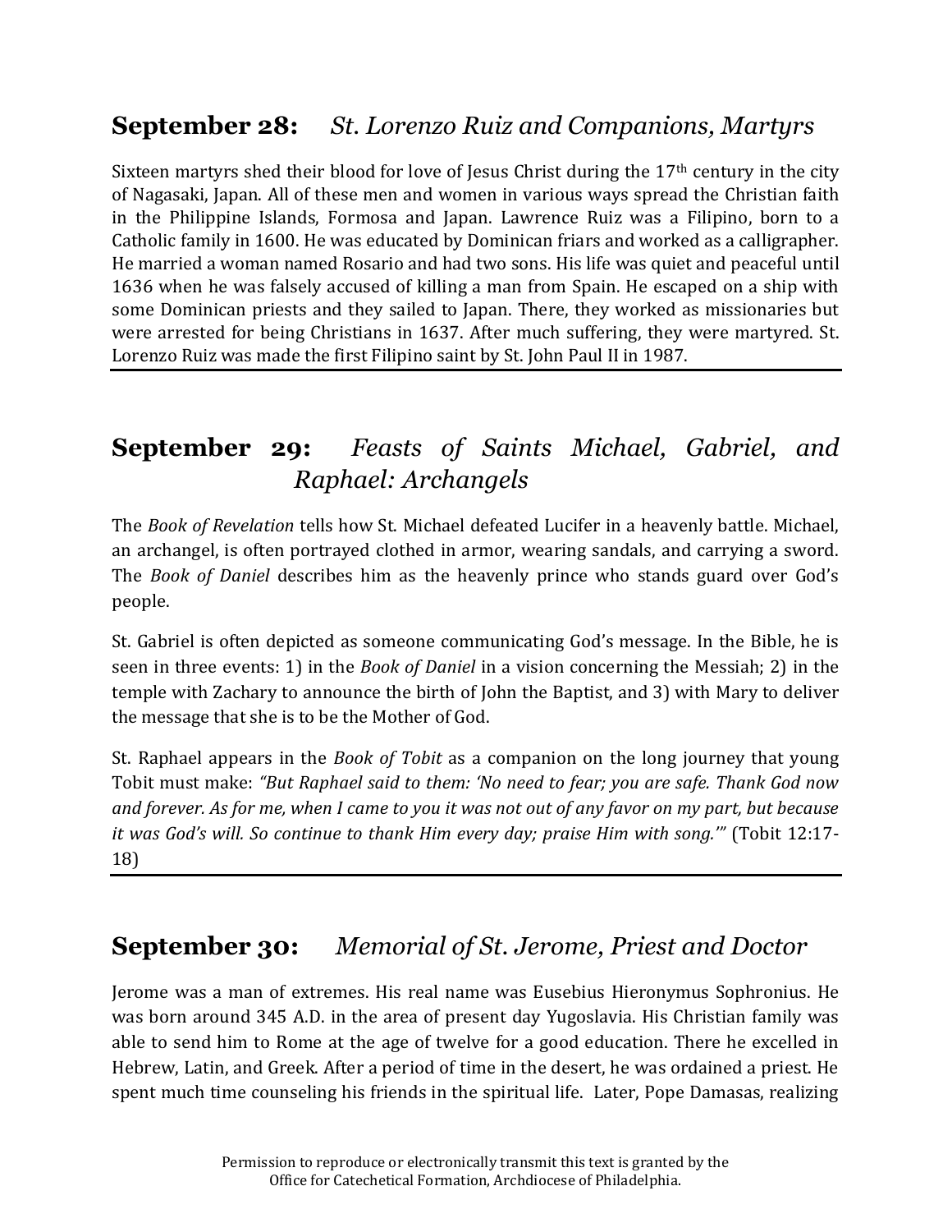## **September 28:** *St. Lorenzo Ruiz and Companions, Martyrs*

Sixteen martyrs shed their blood for love of Jesus Christ during the 17th century in the city of Nagasaki, Japan. All of these men and women in various ways spread the Christian faith in the Philippine Islands, Formosa and Japan. Lawrence Ruiz was a Filipino, born to a Catholic family in 1600. He was educated by Dominican friars and worked as a calligrapher. He married a woman named Rosario and had two sons. His life was quiet and peaceful until 1636 when he was falsely accused of killing a man from Spain. He escaped on a ship with some Dominican priests and they sailed to Japan. There, they worked as missionaries but were arrested for being Christians in 1637. After much suffering, they were martyred. St. Lorenzo Ruiz was made the first Filipino saint by St. John Paul II in 1987.

---

## **September 29:** *Feasts of Saints Michael, Gabriel, and Raphael: Archangels*

The *Book of Revelation* tells how St. Michael defeated Lucifer in a heavenly battle. Michael, an archangel, is often portrayed clothed in armor, wearing sandals, and carrying a sword. The *Book of Daniel* describes him as the heavenly prince who stands guard over God's people.

St. Gabriel is often depicted as someone communicating God's message. In the Bible, he is seen in three events: 1) in the *Book of Daniel* in a vision concerning the Messiah; 2) in the temple with Zachary to announce the birth of John the Baptist, and 3) with Mary to deliver the message that she is to be the Mother of God.

St. Raphael appears in the *Book of Tobit* as a companion on the long journey that young Tobit must make: *"But Raphael said to them: 'No need to fear; you are safe. Thank God now and forever. As for me, when I came to you it was not out of any favor on my part, but because it was God's will. So continue to thank Him every day; praise Him with song.'"* (Tobit 12:17-18)

---

## **September 30:** *Memorial of St. Jerome, Priest and Doctor*

Jerome was a man of extremes. His real name was Eusebius Hieronymus Sophronius. He was born around 345 A.D. in the area of present day Yugoslavia. His Christian family was able to send him to Rome at the age of twelve for a good education. There he excelled in Hebrew, Latin, and Greek. After a period of time in the desert, he was ordained a priest. He spent much time counseling his friends in the spiritual life. Later, Pope Damasas, realizing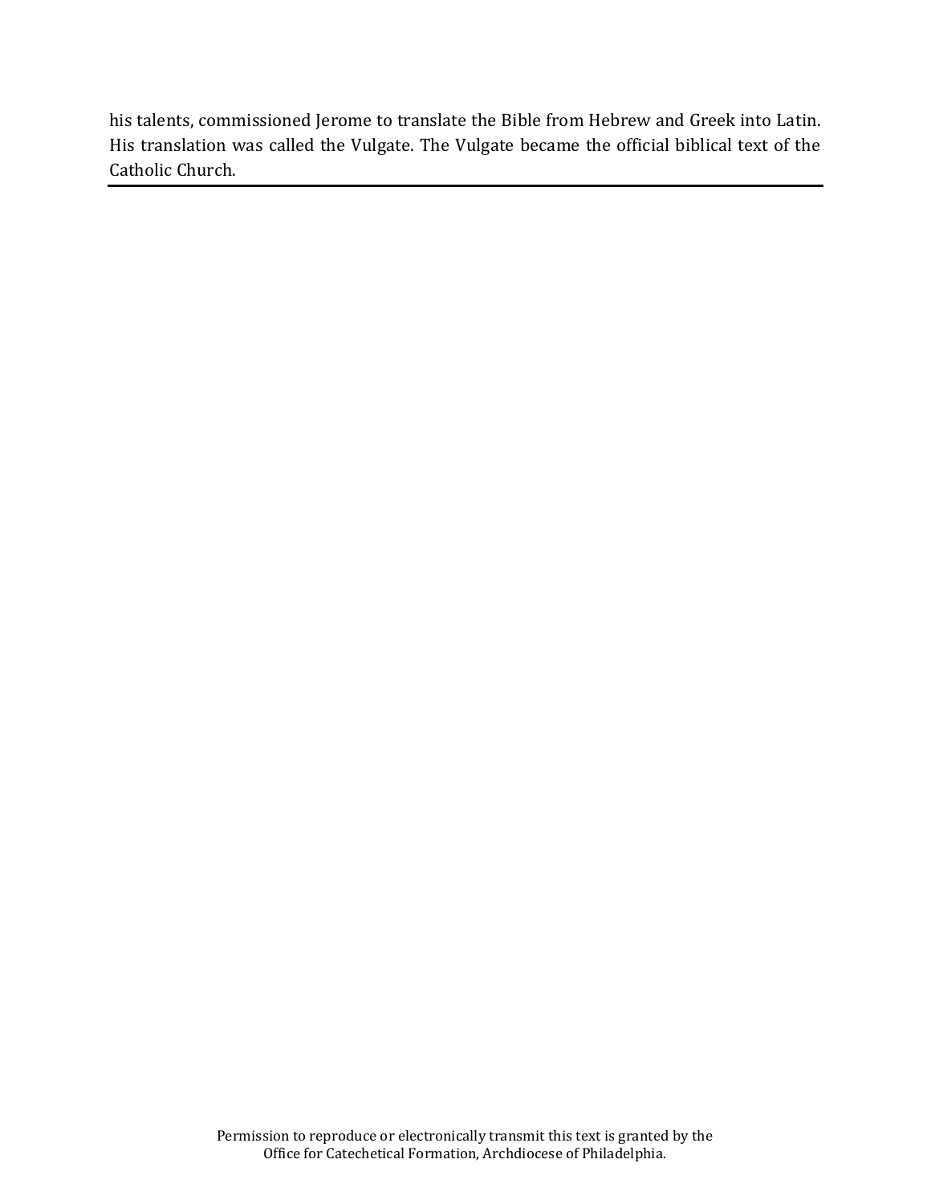his talents, commissioned Jerome to translate the Bible from Hebrew and Greek into Latin. His translation was called the Vulgate. The Vulgate became the official biblical text of the Catholic Church.

---

Permission to reproduce or electronically transmit this text is granted by the Office for Catechetical Formation, Archdiocese of Philadelphia.